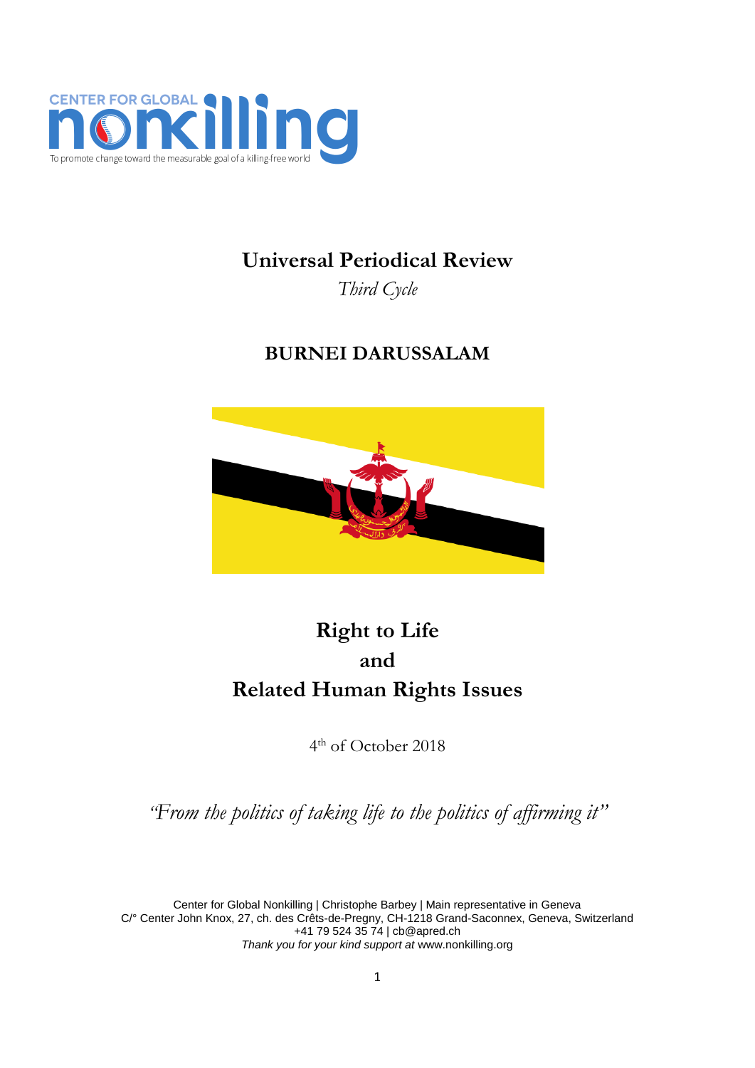CENTER FOR GLOBAL nonkilling

To promote change toward the measurable goal of a killing-free world

# Universal Periodical Review

*Third Cycle*

## BURNEI DARUSSALAM

# Right to Life
# and
# Related Human Rights Issues

4th of October 2018

*"From the politics of taking life to the politics of affirming it"*

Center for Global Nonkilling | Christophe Barbey | Main representative in Geneva
C/° Center John Knox, 27, ch. des Crêts-de-Pregny, CH-1218 Grand-Saconnex, Geneva, Switzerland
+41 79 524 35 74 | cb@apred.ch
*Thank you for your kind support at* www.nonkilling.org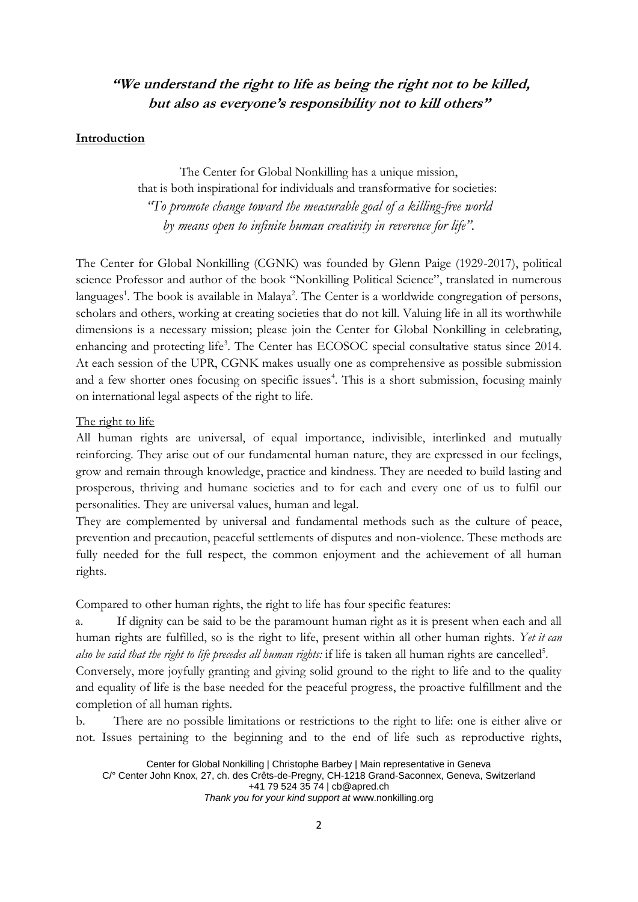## ***"We understand the right to life as being the right not to be killed, but also as everyone's responsibility not to kill others"***

**Introduction**

The Center for Global Nonkilling has a unique mission, that is both inspirational for individuals and transformative for societies: *"To promote change toward the measurable goal of a killing-free world by means open to infinite human creativity in reverence for life".*

The Center for Global Nonkilling (CGNK) was founded by Glenn Paige (1929-2017), political science Professor and author of the book "Nonkilling Political Science", translated in numerous languages[1]. The book is available in Malaya[2]. The Center is a worldwide congregation of persons, scholars and others, working at creating societies that do not kill. Valuing life in all its worthwhile dimensions is a necessary mission; please join the Center for Global Nonkilling in celebrating, enhancing and protecting life[3]. The Center has ECOSOC special consultative status since 2014. At each session of the UPR, CGNK makes usually one as comprehensive as possible submission and a few shorter ones focusing on specific issues[4]. This is a short submission, focusing mainly on international legal aspects of the right to life.

The right to life

All human rights are universal, of equal importance, indivisible, interlinked and mutually reinforcing. They arise out of our fundamental human nature, they are expressed in our feelings, grow and remain through knowledge, practice and kindness. They are needed to build lasting and prosperous, thriving and humane societies and to for each and every one of us to fulfil our personalities. They are universal values, human and legal.

They are complemented by universal and fundamental methods such as the culture of peace, prevention and precaution, peaceful settlements of disputes and non-violence. These methods are fully needed for the full respect, the common enjoyment and the achievement of all human rights.

Compared to other human rights, the right to life has four specific features:

a. If dignity can be said to be the paramount human right as it is present when each and all human rights are fulfilled, so is the right to life, present within all other human rights. *Yet it can also be said that the right to life precedes all human rights:* if life is taken all human rights are cancelled[5].

Conversely, more joyfully granting and giving solid ground to the right to life and to the quality and equality of life is the base needed for the peaceful progress, the proactive fulfillment and the completion of all human rights.

b. There are no possible limitations or restrictions to the right to life: one is either alive or not. Issues pertaining to the beginning and to the end of life such as reproductive rights,

Center for Global Nonkilling | Christophe Barbey | Main representative in Geneva
C/° Center John Knox, 27, ch. des Crêts-de-Pregny, CH-1218 Grand-Saconnex, Geneva, Switzerland
+41 79 524 35 74 | cb@apred.ch
*Thank you for your kind support at* www.nonkilling.org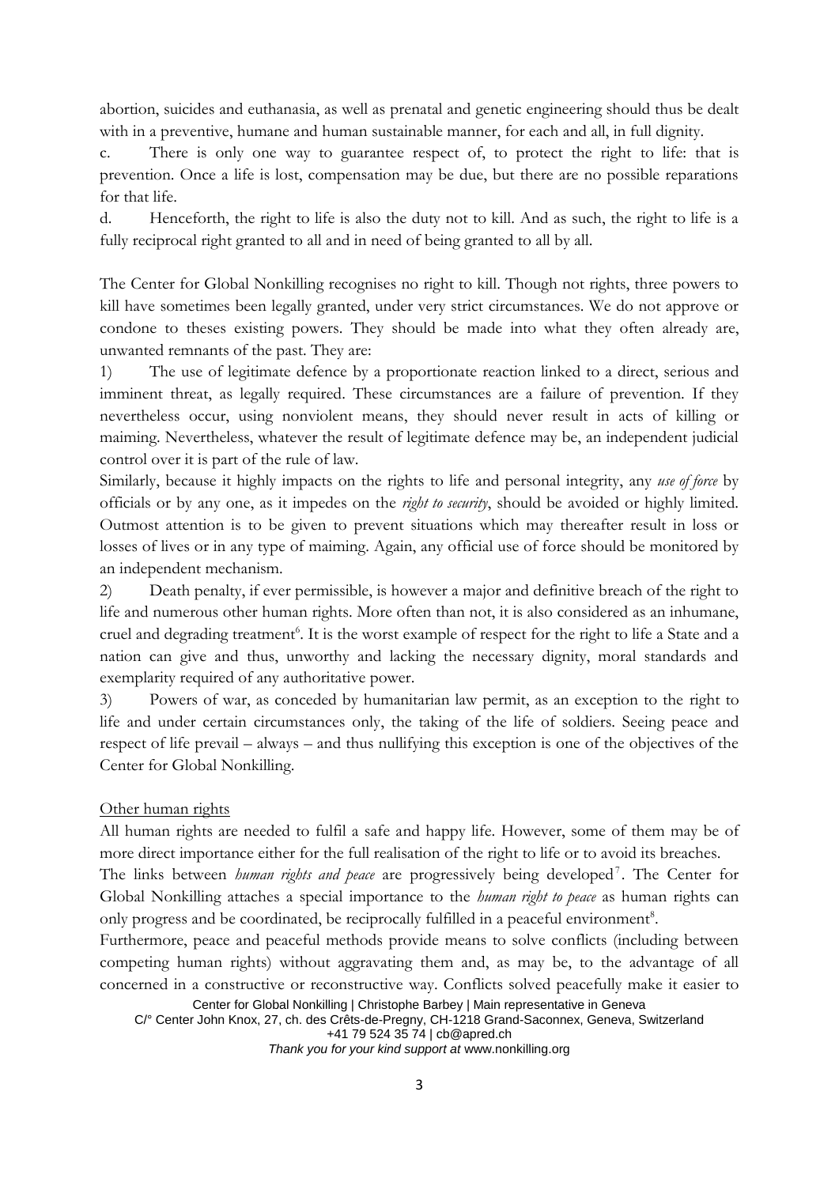abortion, suicides and euthanasia, as well as prenatal and genetic engineering should thus be dealt with in a preventive, humane and human sustainable manner, for each and all, in full dignity.

c. There is only one way to guarantee respect of, to protect the right to life: that is prevention. Once a life is lost, compensation may be due, but there are no possible reparations for that life.

d. Henceforth, the right to life is also the duty not to kill. And as such, the right to life is a fully reciprocal right granted to all and in need of being granted to all by all.

The Center for Global Nonkilling recognises no right to kill. Though not rights, three powers to kill have sometimes been legally granted, under very strict circumstances. We do not approve or condone to theses existing powers. They should be made into what they often already are, unwanted remnants of the past. They are:

1) The use of legitimate defence by a proportionate reaction linked to a direct, serious and imminent threat, as legally required. These circumstances are a failure of prevention. If they nevertheless occur, using nonviolent means, they should never result in acts of killing or maiming. Nevertheless, whatever the result of legitimate defence may be, an independent judicial control over it is part of the rule of law.

Similarly, because it highly impacts on the rights to life and personal integrity, any *use of force* by officials or by any one, as it impedes on the *right to security*, should be avoided or highly limited. Outmost attention is to be given to prevent situations which may thereafter result in loss or losses of lives or in any type of maiming. Again, any official use of force should be monitored by an independent mechanism.

2) Death penalty, if ever permissible, is however a major and definitive breach of the right to life and numerous other human rights. More often than not, it is also considered as an inhumane, cruel and degrading treatment[6]. It is the worst example of respect for the right to life a State and a nation can give and thus, unworthy and lacking the necessary dignity, moral standards and exemplarity required of any authoritative power.

3) Powers of war, as conceded by humanitarian law permit, as an exception to the right to life and under certain circumstances only, the taking of the life of soldiers. Seeing peace and respect of life prevail – always – and thus nullifying this exception is one of the objectives of the Center for Global Nonkilling.

## Other human rights

All human rights are needed to fulfil a safe and happy life. However, some of them may be of more direct importance either for the full realisation of the right to life or to avoid its breaches.

The links between *human rights and peace* are progressively being developed[7]. The Center for Global Nonkilling attaches a special importance to the *human right to peace* as human rights can only progress and be coordinated, be reciprocally fulfilled in a peaceful environment[8].

Furthermore, peace and peaceful methods provide means to solve conflicts (including between competing human rights) without aggravating them and, as may be, to the advantage of all concerned in a constructive or reconstructive way. Conflicts solved peacefully make it easier to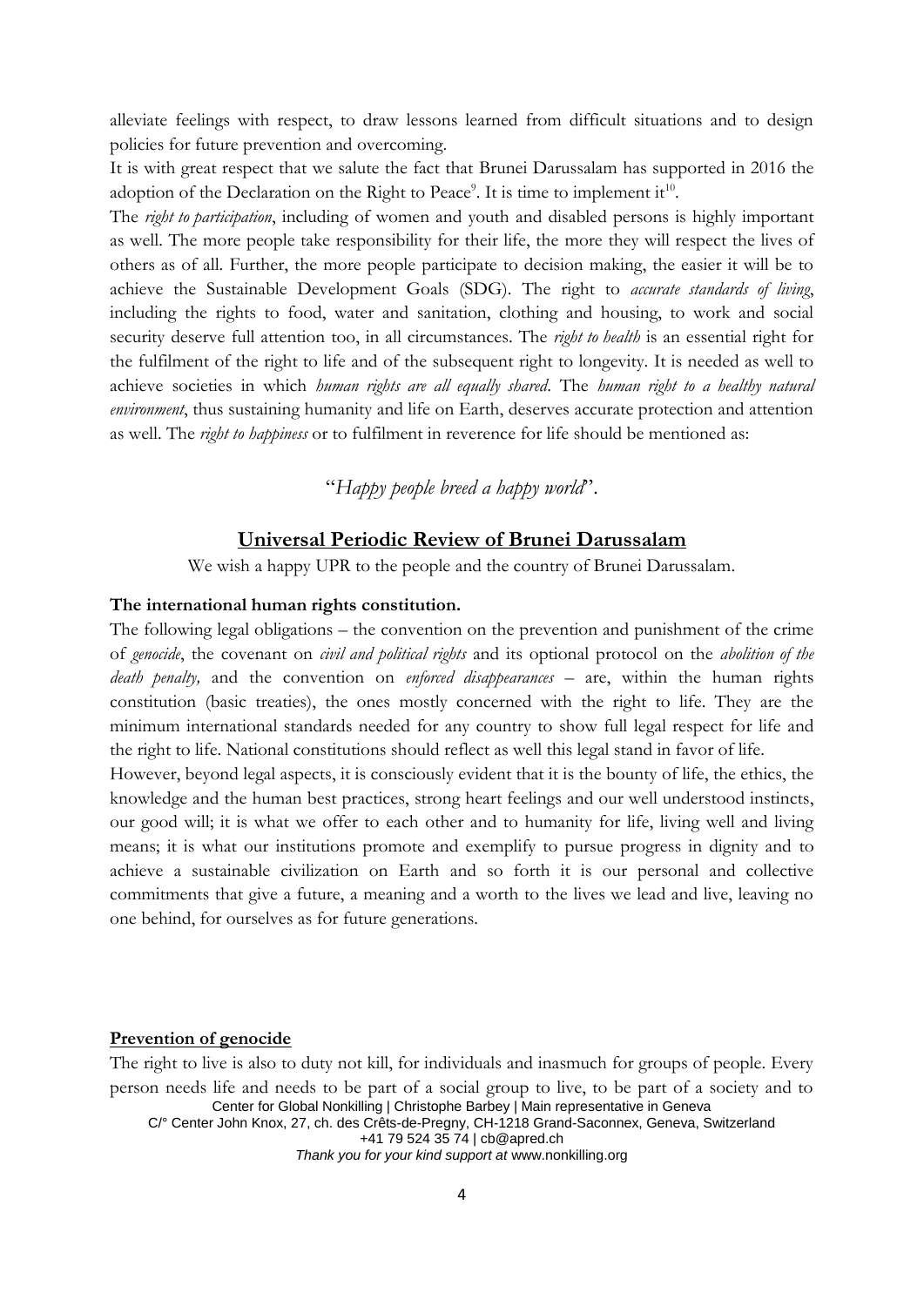alleviate feelings with respect, to draw lessons learned from difficult situations and to design policies for future prevention and overcoming.

It is with great respect that we salute the fact that Brunei Darussalam has supported in 2016 the adoption of the Declaration on the Right to Peace[9]. It is time to implement it[10].

The *right to participation*, including of women and youth and disabled persons is highly important as well. The more people take responsibility for their life, the more they will respect the lives of others as of all. Further, the more people participate to decision making, the easier it will be to achieve the Sustainable Development Goals (SDG). The right to *accurate standards of living*, including the rights to food, water and sanitation, clothing and housing, to work and social security deserve full attention too, in all circumstances. The *right to health* is an essential right for the fulfilment of the right to life and of the subsequent right to longevity. It is needed as well to achieve societies in which *human rights are all equally shared*. The *human right to a healthy natural environment*, thus sustaining humanity and life on Earth, deserves accurate protection and attention as well. The *right to happiness* or to fulfilment in reverence for life should be mentioned as:

"*Happy people breed a happy world*".

## Universal Periodic Review of Brunei Darussalam

We wish a happy UPR to the people and the country of Brunei Darussalam.

**The international human rights constitution.**

The following legal obligations – the convention on the prevention and punishment of the crime of *genocide*, the covenant on *civil and political rights* and its optional protocol on the *abolition of the death penalty,* and the convention on *enforced disappearances* – are, within the human rights constitution (basic treaties), the ones mostly concerned with the right to life. They are the minimum international standards needed for any country to show full legal respect for life and the right to life. National constitutions should reflect as well this legal stand in favor of life.

However, beyond legal aspects, it is consciously evident that it is the bounty of life, the ethics, the knowledge and the human best practices, strong heart feelings and our well understood instincts, our good will; it is what we offer to each other and to humanity for life, living well and living means; it is what our institutions promote and exemplify to pursue progress in dignity and to achieve a sustainable civilization on Earth and so forth it is our personal and collective commitments that give a future, a meaning and a worth to the lives we lead and live, leaving no one behind, for ourselves as for future generations.

**Prevention of genocide**

The right to live is also to duty not kill, for individuals and inasmuch for groups of people. Every person needs life and needs to be part of a social group to live, to be part of a society and to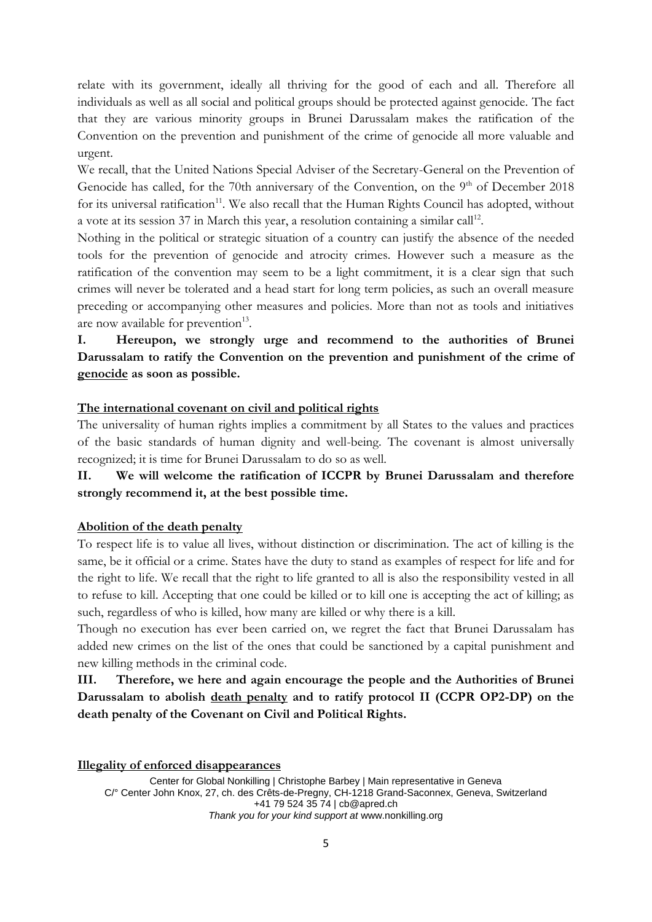relate with its government, ideally all thriving for the good of each and all. Therefore all individuals as well as all social and political groups should be protected against genocide. The fact that they are various minority groups in Brunei Darussalam makes the ratification of the Convention on the prevention and punishment of the crime of genocide all more valuable and urgent.

We recall, that the United Nations Special Adviser of the Secretary-General on the Prevention of Genocide has called, for the 70th anniversary of the Convention, on the 9th of December 2018 for its universal ratification[11]. We also recall that the Human Rights Council has adopted, without a vote at its session 37 in March this year, a resolution containing a similar call[12].

Nothing in the political or strategic situation of a country can justify the absence of the needed tools for the prevention of genocide and atrocity crimes. However such a measure as the ratification of the convention may seem to be a light commitment, it is a clear sign that such crimes will never be tolerated and a head start for long term policies, as such an overall measure preceding or accompanying other measures and policies. More than not as tools and initiatives are now available for prevention[13].

**I. Hereupon, we strongly urge and recommend to the authorities of Brunei Darussalam to ratify the Convention on the prevention and punishment of the crime of <u>genocide</u> as soon as possible.**

**<u>The international covenant on civil and political rights</u>**

The universality of human rights implies a commitment by all States to the values and practices of the basic standards of human dignity and well-being. The covenant is almost universally recognized; it is time for Brunei Darussalam to do so as well.

**II. We will welcome the ratification of ICCPR by Brunei Darussalam and therefore strongly recommend it, at the best possible time.**

**<u>Abolition of the death penalty</u>**

To respect life is to value all lives, without distinction or discrimination. The act of killing is the same, be it official or a crime. States have the duty to stand as examples of respect for life and for the right to life. We recall that the right to life granted to all is also the responsibility vested in all to refuse to kill. Accepting that one could be killed or to kill one is accepting the act of killing; as such, regardless of who is killed, how many are killed or why there is a kill.

Though no execution has ever been carried on, we regret the fact that Brunei Darussalam has added new crimes on the list of the ones that could be sanctioned by a capital punishment and new killing methods in the criminal code.

**III. Therefore, we here and again encourage the people and the Authorities of Brunei Darussalam to abolish <u>death penalty</u> and to ratify protocol II (CCPR OP2-DP) on the death penalty of the Covenant on Civil and Political Rights.**

**<u>Illegality of enforced disappearances</u>**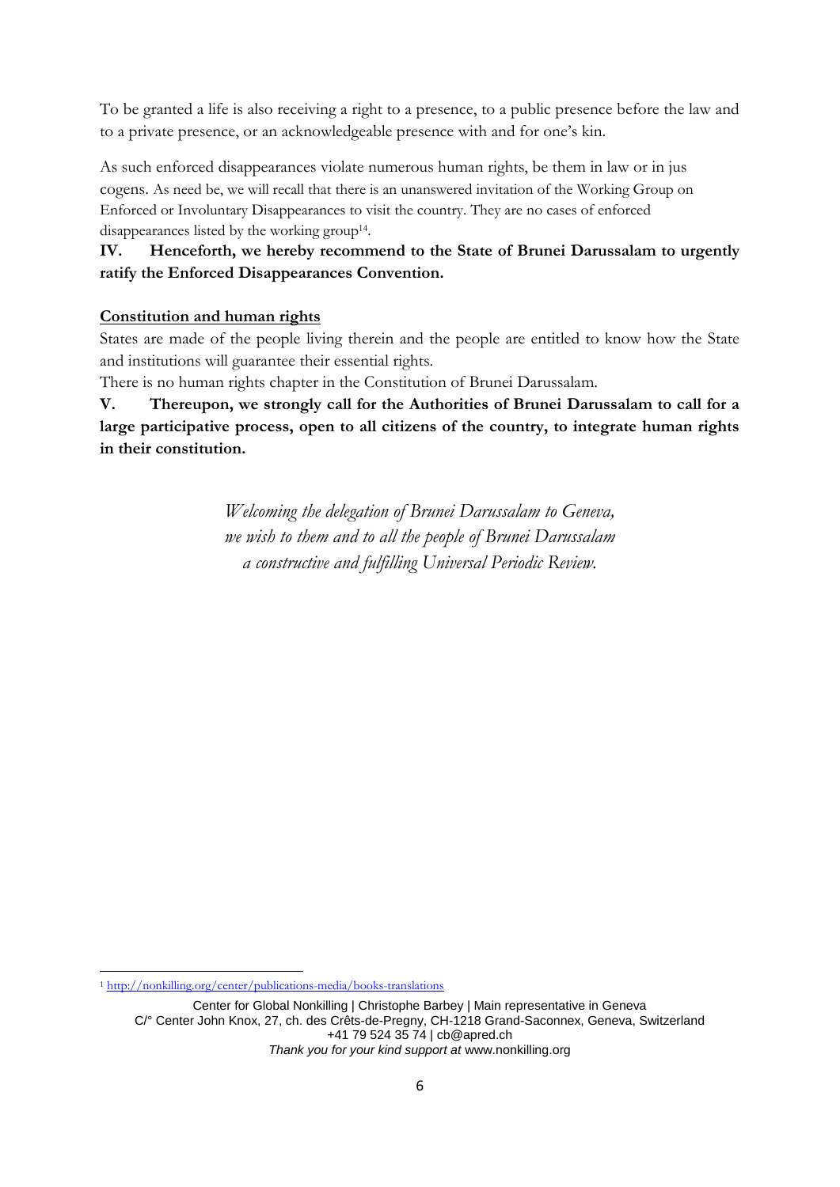To be granted a life is also receiving a right to a presence, to a public presence before the law and to a private presence, or an acknowledgeable presence with and for one's kin.

As such enforced disappearances violate numerous human rights, be them in law or in jus cogens. As need be, we will recall that there is an unanswered invitation of the Working Group on Enforced or Involuntary Disappearances to visit the country. They are no cases of enforced disappearances listed by the working group[14].

**IV. Henceforth, we hereby recommend to the State of Brunei Darussalam to urgently ratify the Enforced Disappearances Convention.**

**<u>Constitution and human rights</u>**

States are made of the people living therein and the people are entitled to know how the State and institutions will guarantee their essential rights.

There is no human rights chapter in the Constitution of Brunei Darussalam.

**V. Thereupon, we strongly call for the Authorities of Brunei Darussalam to call for a large participative process, open to all citizens of the country, to integrate human rights in their constitution.**

*Welcoming the delegation of Brunei Darussalam to Geneva,*
*we wish to them and to all the people of Brunei Darussalam*
*a constructive and fulfilling Universal Periodic Review.*

---

[1] http://nonkilling.org/center/publications-media/books-translations

Center for Global Nonkilling | Christophe Barbey | Main representative in Geneva
C/° Center John Knox, 27, ch. des Crêts-de-Pregny, CH-1218 Grand-Saconnex, Geneva, Switzerland
+41 79 524 35 74 | cb@apred.ch
*Thank you for your kind support at* www.nonkilling.org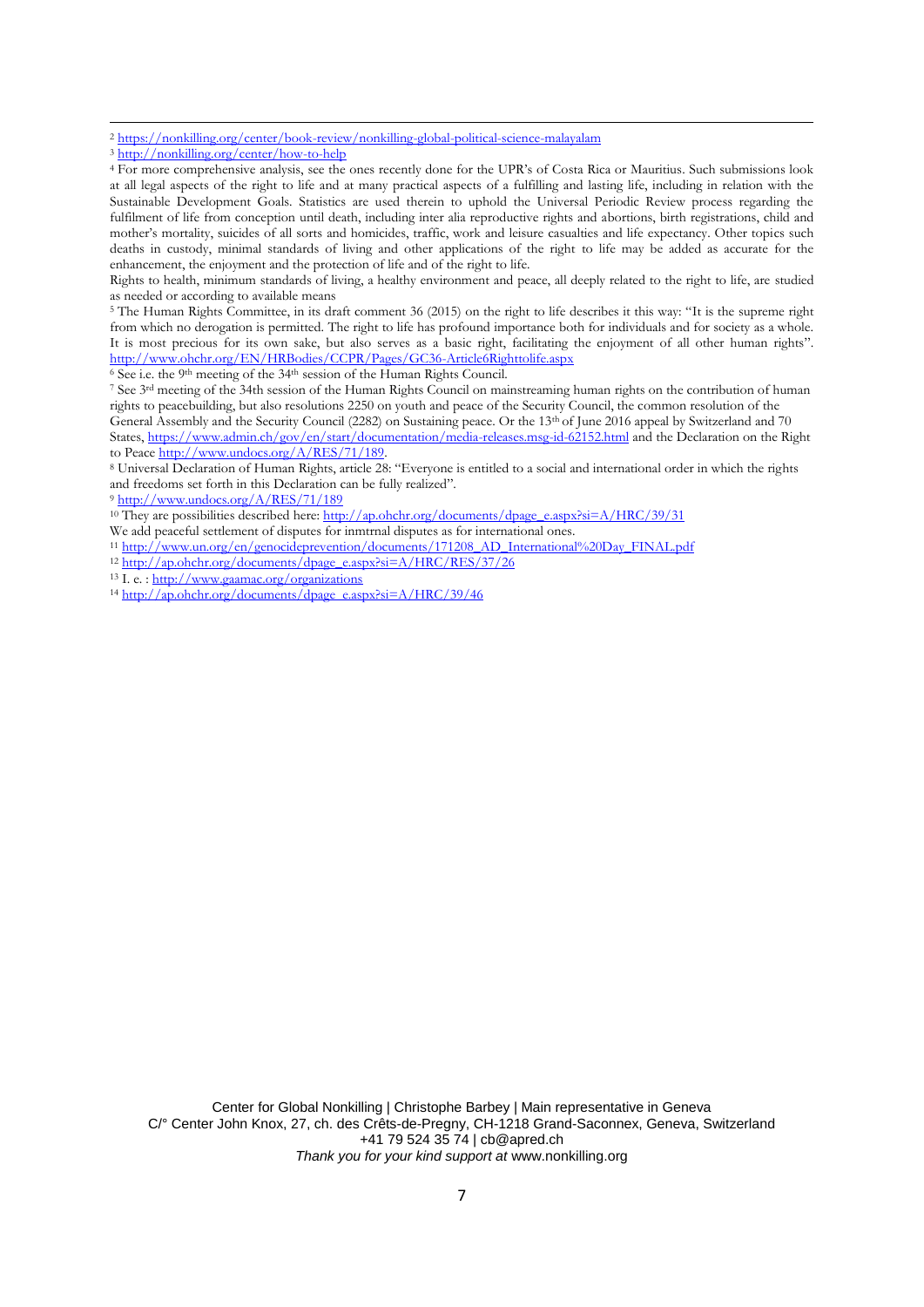[2] https://nonkilling.org/center/book-review/nonkilling-global-political-science-malayalam

[3] http://nonkilling.org/center/how-to-help

[4] For more comprehensive analysis, see the ones recently done for the UPR's of Costa Rica or Mauritius. Such submissions look at all legal aspects of the right to life and at many practical aspects of a fulfilling and lasting life, including in relation with the Sustainable Development Goals. Statistics are used therein to uphold the Universal Periodic Review process regarding the fulfilment of life from conception until death, including inter alia reproductive rights and abortions, birth registrations, child and mother's mortality, suicides of all sorts and homicides, traffic, work and leisure casualties and life expectancy. Other topics such deaths in custody, minimal standards of living and other applications of the right to life may be added as accurate for the enhancement, the enjoyment and the protection of life and of the right to life.

Rights to health, minimum standards of living, a healthy environment and peace, all deeply related to the right to life, are studied as needed or according to available means

[5] The Human Rights Committee, in its draft comment 36 (2015) on the right to life describes it this way: "It is the supreme right from which no derogation is permitted. The right to life has profound importance both for individuals and for society as a whole. It is most precious for its own sake, but also serves as a basic right, facilitating the enjoyment of all other human rights". http://www.ohchr.org/EN/HRBodies/CCPR/Pages/GC36-Article6Righttolife.aspx

[6] See i.e. the 9th meeting of the 34th session of the Human Rights Council.

[7] See 3rd meeting of the 34th session of the Human Rights Council on mainstreaming human rights on the contribution of human rights to peacebuilding, but also resolutions 2250 on youth and peace of the Security Council, the common resolution of the General Assembly and the Security Council (2282) on Sustaining peace. Or the 13th of June 2016 appeal by Switzerland and 70 States, https://www.admin.ch/gov/en/start/documentation/media-releases.msg-id-62152.html and the Declaration on the Right to Peace http://www.undocs.org/A/RES/71/189.

[8] Universal Declaration of Human Rights, article 28: "Everyone is entitled to a social and international order in which the rights and freedoms set forth in this Declaration can be fully realized".

[9] http://www.undocs.org/A/RES/71/189

[10] They are possibilities described here: http://ap.ohchr.org/documents/dpage_e.aspx?si=A/HRC/39/31

We add peaceful settlement of disputes for inmtrnal disputes as for international ones.

[11] http://www.un.org/en/genocideprevention/documents/171208_AD_International%20Day_FINAL.pdf

[12] http://ap.ohchr.org/documents/dpage_e.aspx?si=A/HRC/RES/37/26

[13] I. e. : http://www.gaamac.org/organizations

[14] http://ap.ohchr.org/documents/dpage_e.aspx?si=A/HRC/39/46

Center for Global Nonkilling | Christophe Barbey | Main representative in Geneva
C/° Center John Knox, 27, ch. des Crêts-de-Pregny, CH-1218 Grand-Saconnex, Geneva, Switzerland
+41 79 524 35 74 | cb@apred.ch
*Thank you for your kind support at* www.nonkilling.org